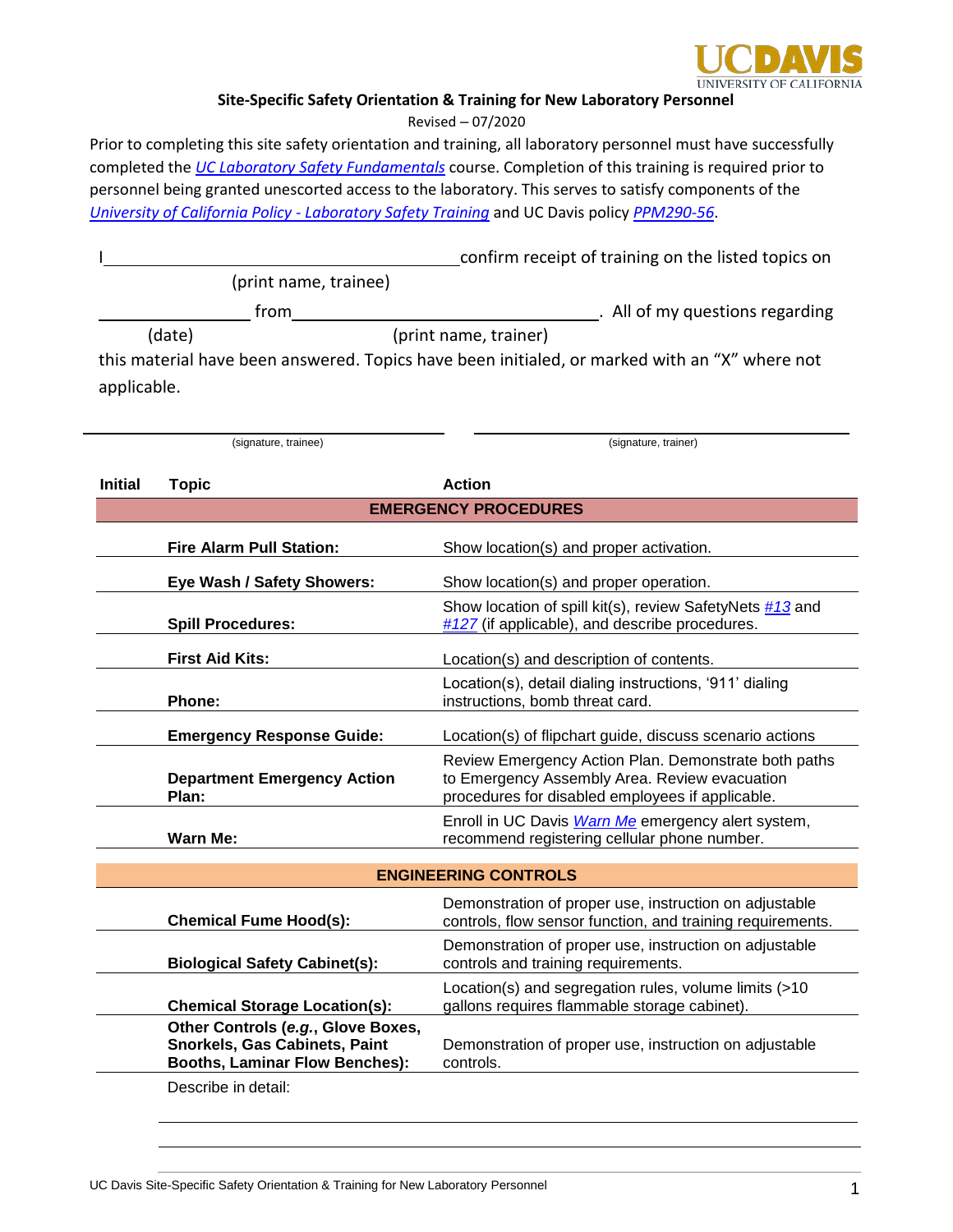UCDAVIS
UNIVERSITY OF CALIFORNIA

## Site-Specific Safety Orientation & Training for New Laboratory Personnel

Revised – 07/2020

Prior to completing this site safety orientation and training, all laboratory personnel must have successfully completed the *UC Laboratory Safety Fundamentals* course. Completion of this training is required prior to personnel being granted unescorted access to the laboratory. This serves to satisfy components of the *University of California Policy - Laboratory Safety Training* and UC Davis policy *PPM290-56*.

I ______________________________ confirm receipt of training on the listed topics on
(print name, trainee)

______________ from ______________________________. All of my questions regarding
(date) (print name, trainer)

this material have been answered. Topics have been initialed, or marked with an "X" where not applicable.

______________________________ ______________________________
(signature, trainee) (signature, trainer)

| Initial | Topic | Action |
|---|---|---|
| | **EMERGENCY PROCEDURES** | |
| | **Fire Alarm Pull Station:** | Show location(s) and proper activation. |
| | **Eye Wash / Safety Showers:** | Show location(s) and proper operation. |
| | **Spill Procedures:** | Show location of spill kit(s), review SafetyNets *#13* and *#127* (if applicable), and describe procedures. |
| | **First Aid Kits:** | Location(s) and description of contents. |
| | **Phone:** | Location(s), detail dialing instructions, '911' dialing instructions, bomb threat card. |
| | **Emergency Response Guide:** | Location(s) of flipchart guide, discuss scenario actions |
| | **Department Emergency Action Plan:** | Review Emergency Action Plan. Demonstrate both paths to Emergency Assembly Area. Review evacuation procedures for disabled employees if applicable. |
| | **Warn Me:** | Enroll in UC Davis *Warn Me* emergency alert system, recommend registering cellular phone number. |
| | **ENGINEERING CONTROLS** | |
| | **Chemical Fume Hood(s):** | Demonstration of proper use, instruction on adjustable controls, flow sensor function, and training requirements. |
| | **Biological Safety Cabinet(s):** | Demonstration of proper use, instruction on adjustable controls and training requirements. |
| | **Chemical Storage Location(s):** | Location(s) and segregation rules, volume limits (>10 gallons requires flammable storage cabinet). |
| | **Other Controls (*e.g.*, Glove Boxes, Snorkels, Gas Cabinets, Paint Booths, Laminar Flow Benches):** | Demonstration of proper use, instruction on adjustable controls. |

Describe in detail:

______________________________________________________________

______________________________________________________________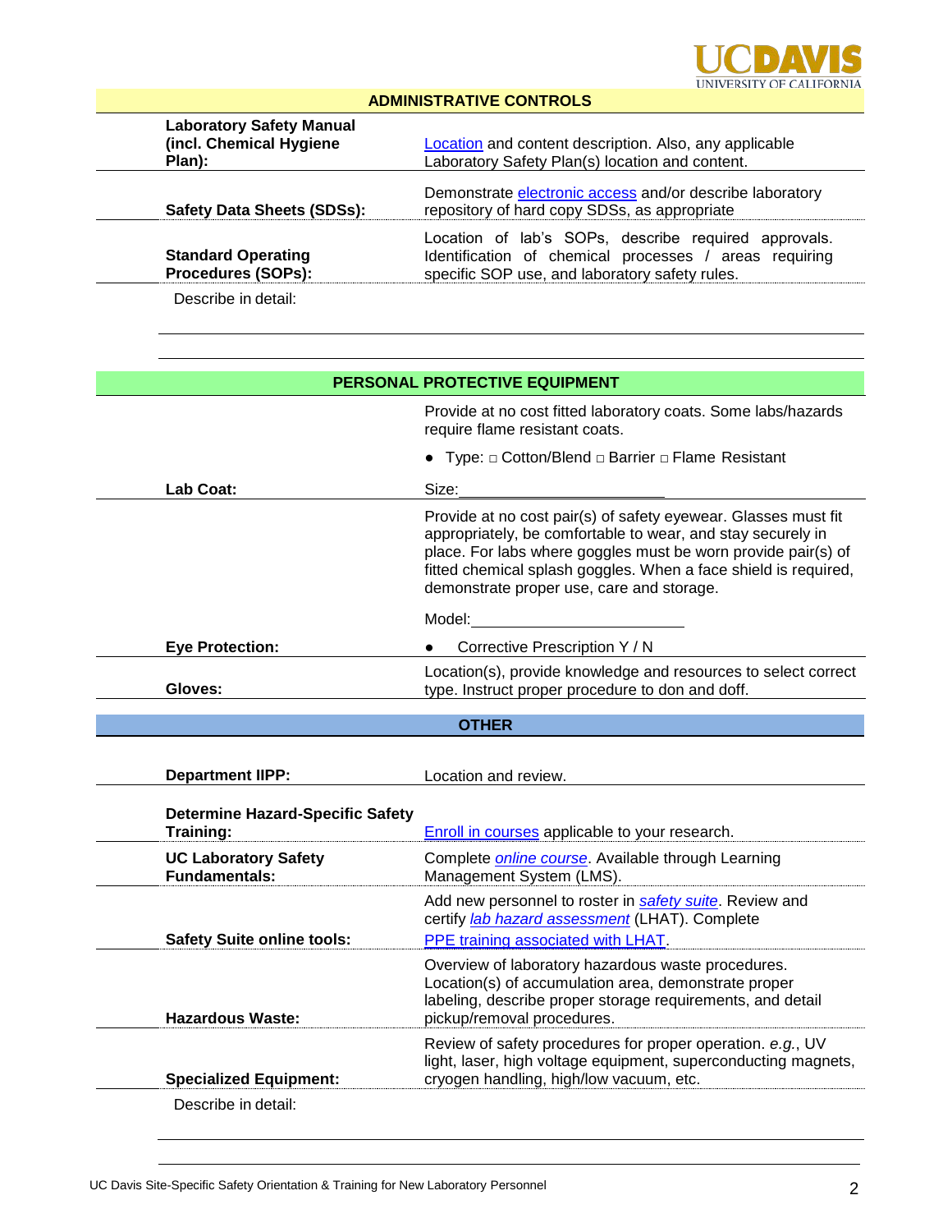## ADMINISTRATIVE CONTROLS

| | |
|---|---|
| **Laboratory Safety Manual (incl. Chemical Hygiene Plan):** | Location and content description. Also, any applicable Laboratory Safety Plan(s) location and content. |
| **Safety Data Sheets (SDSs):** | Demonstrate electronic access and/or describe laboratory repository of hard copy SDSs, as appropriate |
| **Standard Operating Procedures (SOPs):** | Location of lab's SOPs, describe required approvals. Identification of chemical processes / areas requiring specific SOP use, and laboratory safety rules. |

Describe in detail:

______________________________________________

______________________________________________

## PERSONAL PROTECTIVE EQUIPMENT

| | |
|---|---|
| **Lab Coat:** | Provide at no cost fitted laboratory coats. Some labs/hazards require flame resistant coats.<br>● Type: □ Cotton/Blend □ Barrier □ Flame Resistant<br>Size:________________________ |
| **Eye Protection:** | Provide at no cost pair(s) of safety eyewear. Glasses must fit appropriately, be comfortable to wear, and stay securely in place. For labs where goggles must be worn provide pair(s) of fitted chemical splash goggles. When a face shield is required, demonstrate proper use, care and storage.<br>Model:________________________<br>● Corrective Prescription Y / N |
| **Gloves:** | Location(s), provide knowledge and resources to select correct type. Instruct proper procedure to don and doff. |

## OTHER

| | |
|---|---|
| **Department IIPP:** | Location and review. |
| **Determine Hazard-Specific Safety Training:** | Enroll in courses applicable to your research. |
| **UC Laboratory Safety Fundamentals:** | Complete *online course*. Available through Learning Management System (LMS). |
| **Safety Suite online tools:** | Add new personnel to roster in *safety suite*. Review and certify *lab hazard assessment* (LHAT). Complete PPE training associated with LHAT. |
| **Hazardous Waste:** | Overview of laboratory hazardous waste procedures. Location(s) of accumulation area, demonstrate proper labeling, describe proper storage requirements, and detail pickup/removal procedures. |
| **Specialized Equipment:** | Review of safety procedures for proper operation. *e.g.*, UV light, laser, high voltage equipment, superconducting magnets, cryogen handling, high/low vacuum, etc. |

Describe in detail:

______________________________________________

______________________________________________